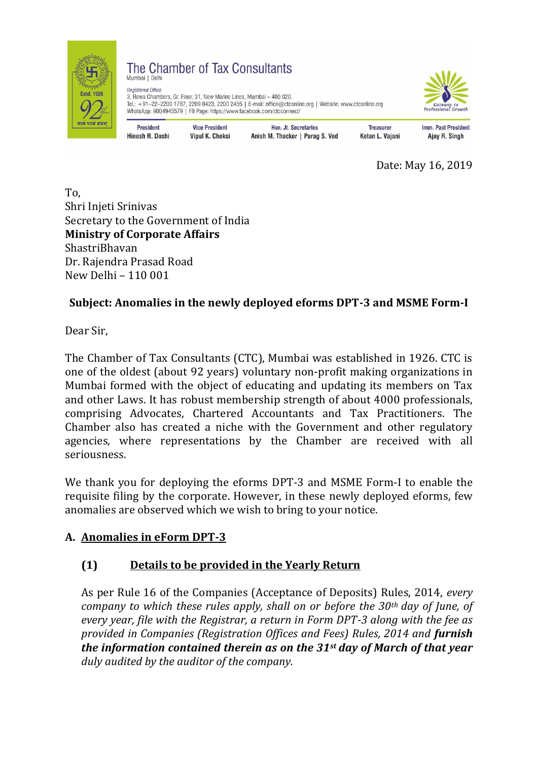# The Chamber of Tax Consultants

Mumbai | Delhi

*Registered Office*
3, Rewa Chambers, Gr. Floor, 31, New Marine Lines, Mumbai – 400 020.
Tel.: +91–22–2200 1787, 2209 0423, 2200 2455 | E-mail: office@ctconline.org | Website: www.ctconline.org
WhatsApp: 9004945579 | FB Page: https://www.facebook.com/ctcconnect/

| President | Vice President | Hon. Jt. Secretaries | Treasurer | Imm. Past President |
|---|---|---|---|---|
| Hinesh R. Doshi | Vipul K. Choksi | Anish M. Thacker \| Parag S. Ved | Ketan L. Vajani | Ajay R. Singh |

Date: May 16, 2019

To,
Shri Injeti Srinivas
Secretary to the Government of India
**Ministry of Corporate Affairs**
ShastriBhavan
Dr. Rajendra Prasad Road
New Delhi – 110 001

**Subject: Anomalies in the newly deployed eforms DPT-3 and MSME Form-I**

Dear Sir,

The Chamber of Tax Consultants (CTC), Mumbai was established in 1926. CTC is one of the oldest (about 92 years) voluntary non-profit making organizations in Mumbai formed with the object of educating and updating its members on Tax and other Laws. It has robust membership strength of about 4000 professionals, comprising Advocates, Chartered Accountants and Tax Practitioners. The Chamber also has created a niche with the Government and other regulatory agencies, where representations by the Chamber are received with all seriousness.

We thank you for deploying the eforms DPT-3 and MSME Form-I to enable the requisite filing by the corporate. However, in these newly deployed eforms, few anomalies are observed which we wish to bring to your notice.

## A. Anomalies in eForm DPT-3

### (1) Details to be provided in the Yearly Return

As per Rule 16 of the Companies (Acceptance of Deposits) Rules, 2014, *every company to which these rules apply, shall on or before the 30th day of June, of every year, file with the Registrar, a return in Form DPT-3 along with the fee as provided in Companies (Registration Offices and Fees) Rules, 2014 and* ***furnish the information contained therein as on the 31st day of March of that year*** *duly audited by the auditor of the company.*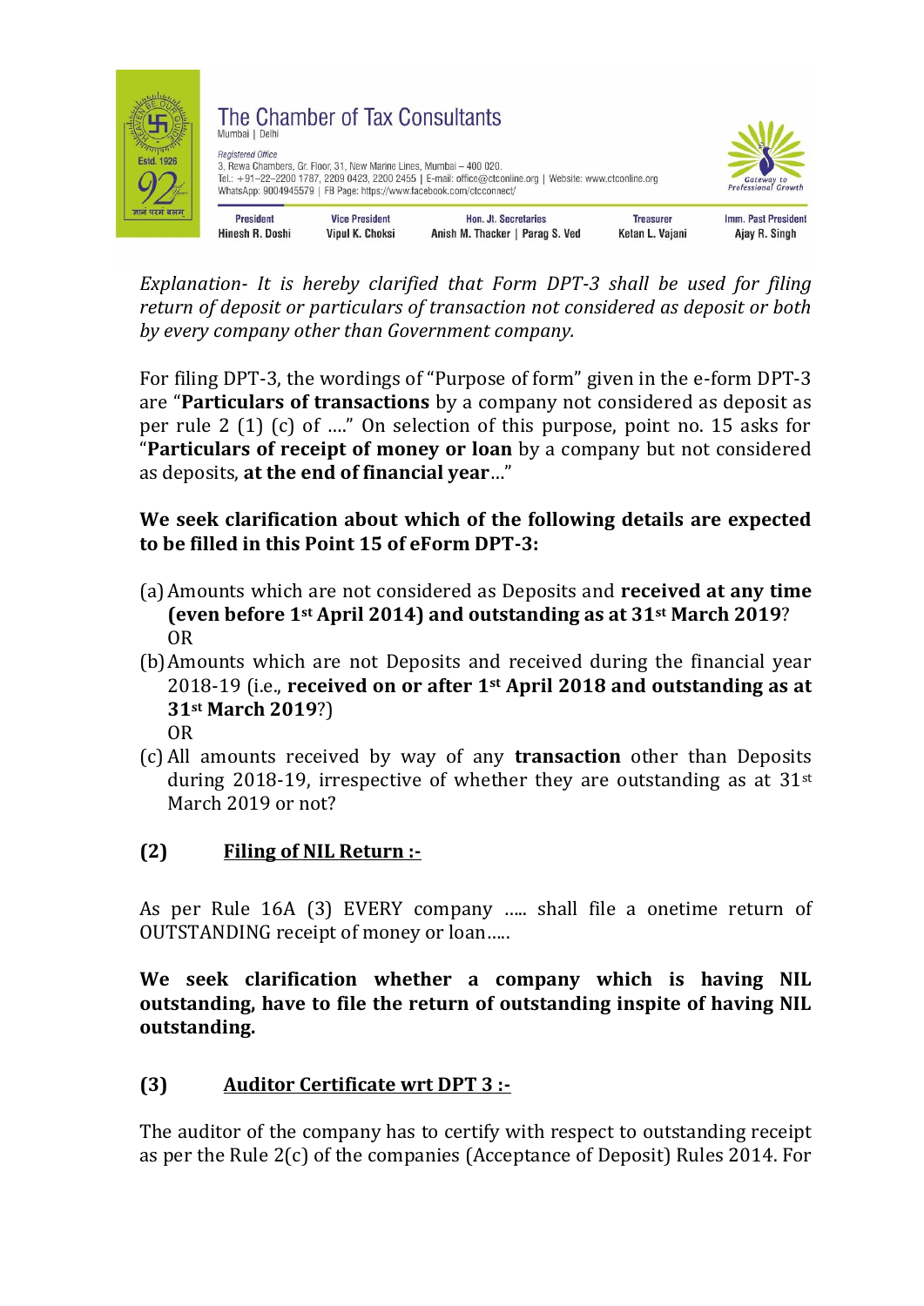*Explanation- It is hereby clarified that Form DPT-3 shall be used for filing return of deposit or particulars of transaction not considered as deposit or both by every company other than Government company.*

For filing DPT-3, the wordings of "Purpose of form" given in the e-form DPT-3 are "**Particulars of transactions** by a company not considered as deposit as per rule 2 (1) (c) of ...." On selection of this purpose, point no. 15 asks for "**Particulars of receipt of money or loan** by a company but not considered as deposits, **at the end of financial year**..."

**We seek clarification about which of the following details are expected to be filled in this Point 15 of eForm DPT-3:**

(a) Amounts which are not considered as Deposits and **received at any time (even before 1st April 2014) and outstanding as at 31st March 2019**?
OR

(b) Amounts which are not Deposits and received during the financial year 2018-19 (i.e., **received on or after 1st April 2018 and outstanding as at 31st March 2019**?)
OR

(c) All amounts received by way of any **transaction** other than Deposits during 2018-19, irrespective of whether they are outstanding as at 31st March 2019 or not?

**(2) <u>Filing of NIL Return :-</u>**

As per Rule 16A (3) EVERY company ..... shall file a onetime return of OUTSTANDING receipt of money or loan.....

**We seek clarification whether a company which is having NIL outstanding, have to file the return of outstanding inspite of having NIL outstanding.**

**(3) <u>Auditor Certificate wrt DPT 3 :-</u>**

The auditor of the company has to certify with respect to outstanding receipt as per the Rule 2(c) of the companies (Acceptance of Deposit) Rules 2014. For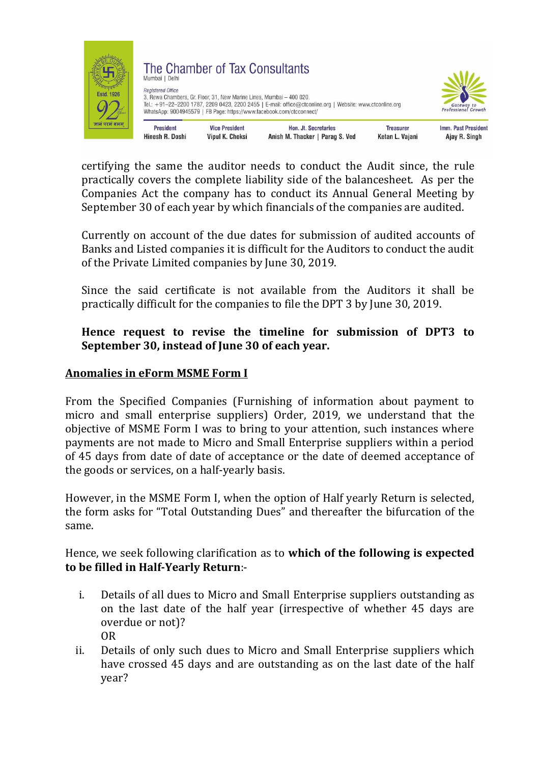certifying the same the auditor needs to conduct the Audit since, the rule practically covers the complete liability side of the balancesheet. As per the Companies Act the company has to conduct its Annual General Meeting by September 30 of each year by which financials of the companies are audited.

Currently on account of the due dates for submission of audited accounts of Banks and Listed companies it is difficult for the Auditors to conduct the audit of the Private Limited companies by June 30, 2019.

Since the said certificate is not available from the Auditors it shall be practically difficult for the companies to file the DPT 3 by June 30, 2019.

**Hence request to revise the timeline for submission of DPT3 to September 30, instead of June 30 of each year.**

## <u>Anomalies in eForm MSME Form I</u>

From the Specified Companies (Furnishing of information about payment to micro and small enterprise suppliers) Order, 2019, we understand that the objective of MSME Form I was to bring to your attention, such instances where payments are not made to Micro and Small Enterprise suppliers within a period of 45 days from date of date of acceptance or the date of deemed acceptance of the goods or services, on a half-yearly basis.

However, in the MSME Form I, when the option of Half yearly Return is selected, the form asks for "Total Outstanding Dues" and thereafter the bifurcation of the same.

Hence, we seek following clarification as to **which of the following is expected to be filled in Half-Yearly Return**:-

i. Details of all dues to Micro and Small Enterprise suppliers outstanding as on the last date of the half year (irrespective of whether 45 days are overdue or not)?

   OR

ii. Details of only such dues to Micro and Small Enterprise suppliers which have crossed 45 days and are outstanding as on the last date of the half year?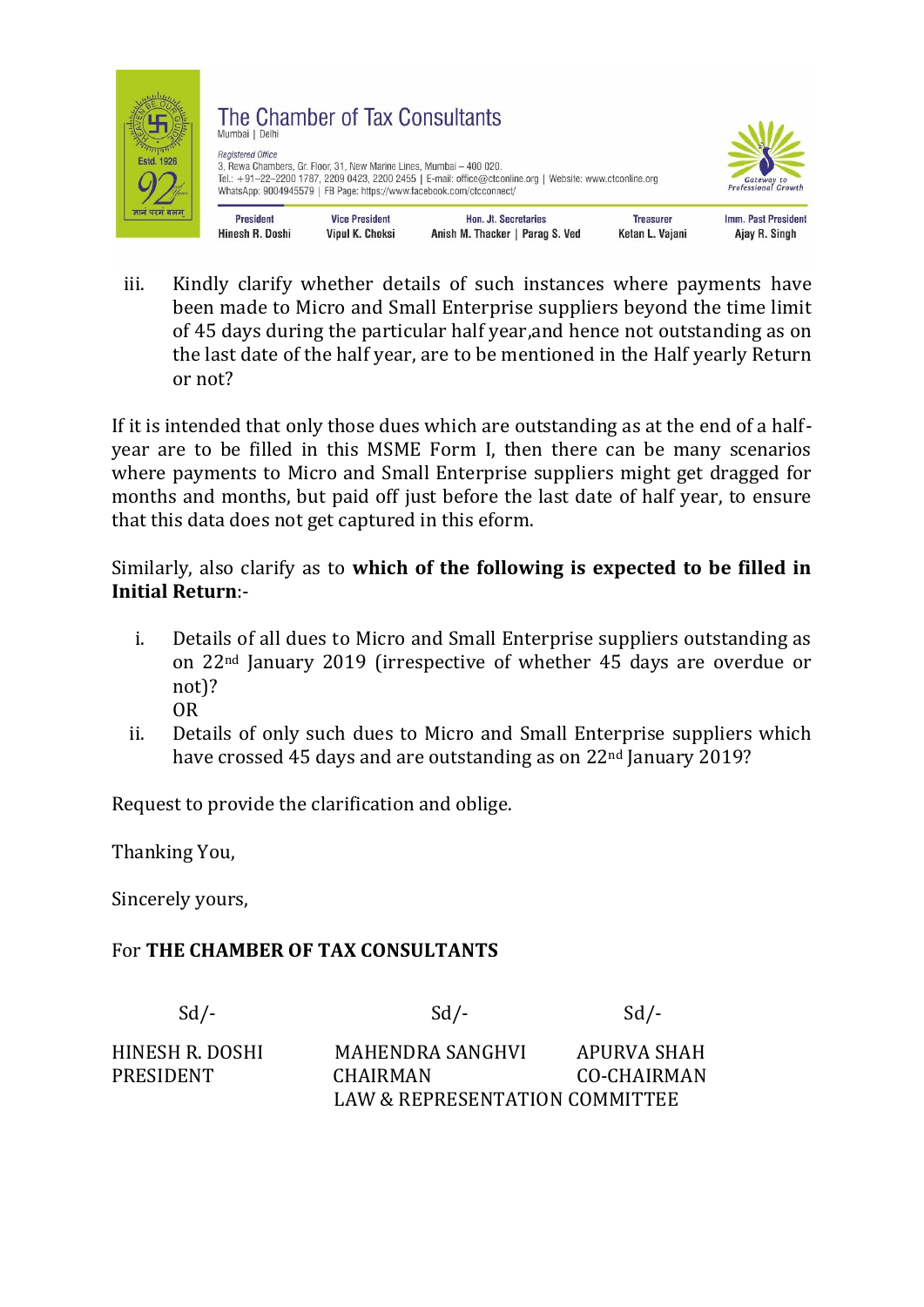iii. Kindly clarify whether details of such instances where payments have been made to Micro and Small Enterprise suppliers beyond the time limit of 45 days during the particular half year,and hence not outstanding as on the last date of the half year, are to be mentioned in the Half yearly Return or not?

If it is intended that only those dues which are outstanding as at the end of a half-year are to be filled in this MSME Form I, then there can be many scenarios where payments to Micro and Small Enterprise suppliers might get dragged for months and months, but paid off just before the last date of half year, to ensure that this data does not get captured in this eform.

Similarly, also clarify as to **which of the following is expected to be filled in Initial Return**:-

i. Details of all dues to Micro and Small Enterprise suppliers outstanding as on 22nd January 2019 (irrespective of whether 45 days are overdue or not)?
   OR
ii. Details of only such dues to Micro and Small Enterprise suppliers which have crossed 45 days and are outstanding as on 22nd January 2019?

Request to provide the clarification and oblige.

Thanking You,

Sincerely yours,

For **THE CHAMBER OF TAX CONSULTANTS**

| | | |
|---|---|---|
| Sd/- | Sd/- | Sd/- |
| HINESH R. DOSHI<br>PRESIDENT | MAHENDRA SANGHVI<br>CHAIRMAN | APURVA SHAH<br>CO-CHAIRMAN |

LAW & REPRESENTATION COMMITTEE